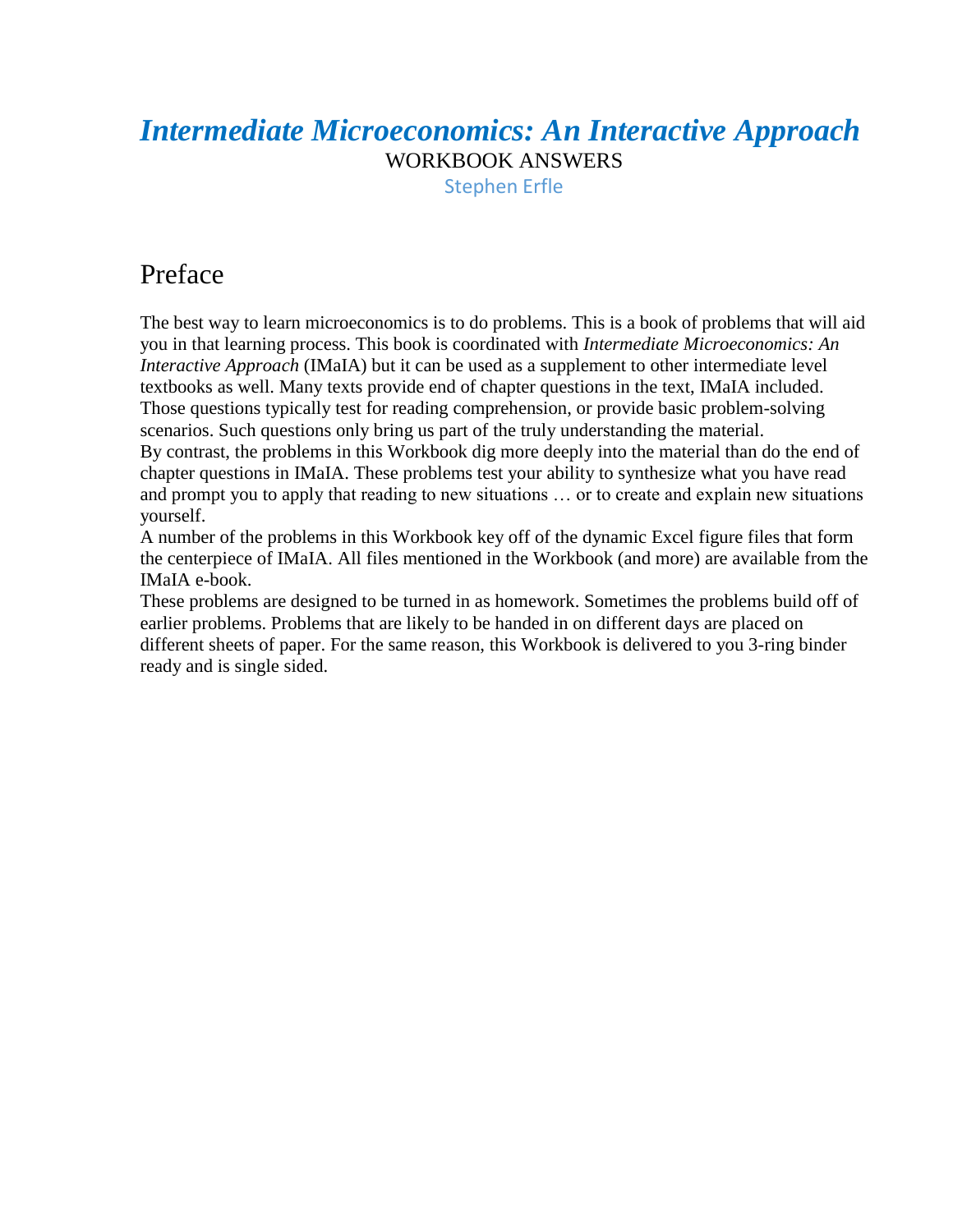# *Intermediate Microeconomics: An Interactive Approach*

WORKBOOK ANSWERS

Stephen Erfle

## Preface

The best way to learn microeconomics is to do problems. This is a book of problems that will aid you in that learning process. This book is coordinated with *Intermediate Microeconomics: An Interactive Approach* (IMaIA) but it can be used as a supplement to other intermediate level textbooks as well. Many texts provide end of chapter questions in the text, IMaIA included. Those questions typically test for reading comprehension, or provide basic problem-solving scenarios. Such questions only bring us part of the truly understanding the material.

By contrast, the problems in this Workbook dig more deeply into the material than do the end of chapter questions in IMaIA. These problems test your ability to synthesize what you have read and prompt you to apply that reading to new situations … or to create and explain new situations yourself.

A number of the problems in this Workbook key off of the dynamic Excel figure files that form the centerpiece of IMaIA. All files mentioned in the Workbook (and more) are available from the IMaIA e-book.

These problems are designed to be turned in as homework. Sometimes the problems build off of earlier problems. Problems that are likely to be handed in on different days are placed on different sheets of paper. For the same reason, this Workbook is delivered to you 3-ring binder ready and is single sided.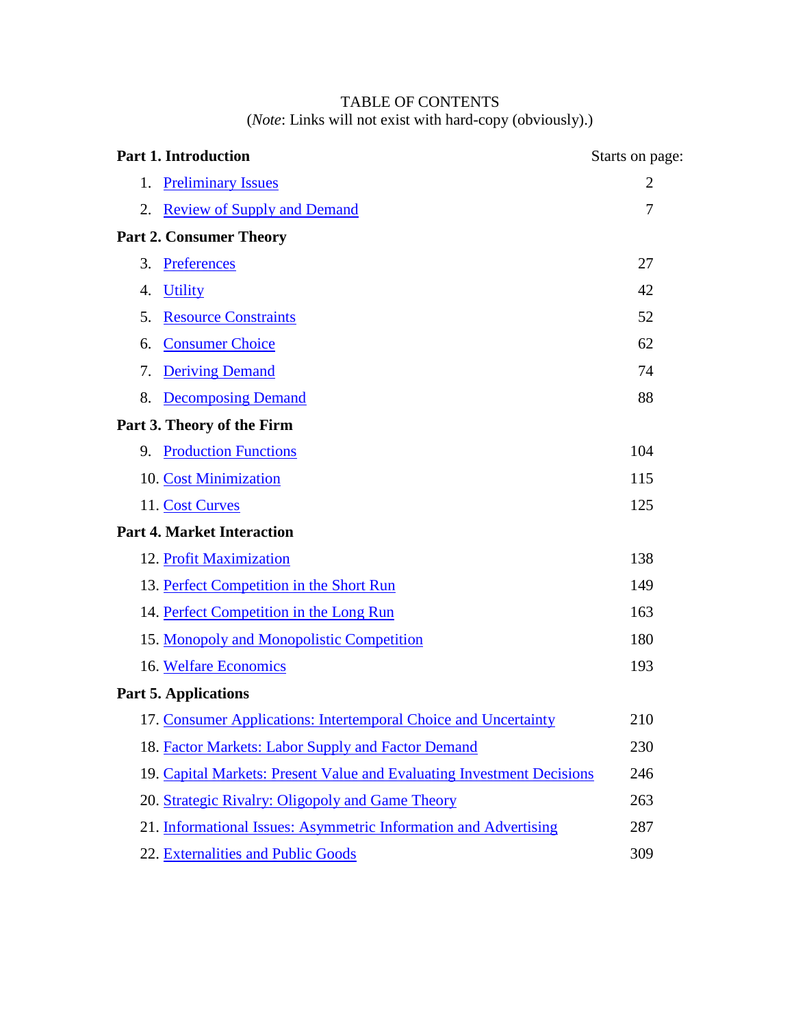# TABLE OF CONTENTS

(*Note*: Links will not exist with hard-copy (obviously).)

| | Starts on page: |
|---|---|
| **Part 1. Introduction** | |
| 1. Preliminary Issues | 2 |
| 2. Review of Supply and Demand | 7 |
| **Part 2. Consumer Theory** | |
| 3. Preferences | 27 |
| 4. Utility | 42 |
| 5. Resource Constraints | 52 |
| 6. Consumer Choice | 62 |
| 7. Deriving Demand | 74 |
| 8. Decomposing Demand | 88 |
| **Part 3. Theory of the Firm** | |
| 9. Production Functions | 104 |
| 10. Cost Minimization | 115 |
| 11. Cost Curves | 125 |
| **Part 4. Market Interaction** | |
| 12. Profit Maximization | 138 |
| 13. Perfect Competition in the Short Run | 149 |
| 14. Perfect Competition in the Long Run | 163 |
| 15. Monopoly and Monopolistic Competition | 180 |
| 16. Welfare Economics | 193 |
| **Part 5. Applications** | |
| 17. Consumer Applications: Intertemporal Choice and Uncertainty | 210 |
| 18. Factor Markets: Labor Supply and Factor Demand | 230 |
| 19. Capital Markets: Present Value and Evaluating Investment Decisions | 246 |
| 20. Strategic Rivalry: Oligopoly and Game Theory | 263 |
| 21. Informational Issues: Asymmetric Information and Advertising | 287 |
| 22. Externalities and Public Goods | 309 |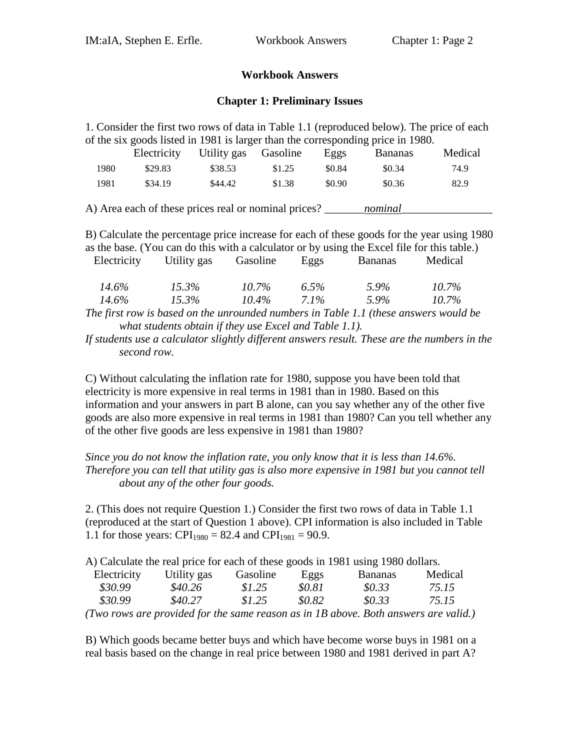**Workbook Answers**

**Chapter 1: Preliminary Issues**

1. Consider the first two rows of data in Table 1.1 (reproduced below). The price of each of the six goods listed in 1981 is larger than the corresponding price in 1980.

| | Electricity | Utility gas | Gasoline | Eggs | Bananas | Medical |
|---|---|---|---|---|---|---|
| 1980 | $29.83 | $38.53 | $1.25 | $0.84 | $0.34 | 74.9 |
| 1981 | $34.19 | $44.42 | $1.38 | $0.90 | $0.36 | 82.9 |

A) Area each of these prices real or nominal prices? _______*nominal*________________

B) Calculate the percentage price increase for each of these goods for the year using 1980 as the base. (You can do this with a calculator or by using the Excel file for this table.)

| Electricity | Utility gas | Gasoline | Eggs | Bananas | Medical |
|---|---|---|---|---|---|
| *14.6%* | *15.3%* | *10.7%* | *6.5%* | *5.9%* | *10.7%* |
| *14.6%* | *15.3%* | *10.4%* | *7.1%* | *5.9%* | *10.7%* |

*The first row is based on the unrounded numbers in Table 1.1 (these answers would be what students obtain if they use Excel and Table 1.1).*

*If students use a calculator slightly different answers result. These are the numbers in the second row.*

C) Without calculating the inflation rate for 1980, suppose you have been told that electricity is more expensive in real terms in 1981 than in 1980. Based on this information and your answers in part B alone, can you say whether any of the other five goods are also more expensive in real terms in 1981 than 1980? Can you tell whether any of the other five goods are less expensive in 1981 than 1980?

*Since you do not know the inflation rate, you only know that it is less than 14.6%. Therefore you can tell that utility gas is also more expensive in 1981 but you cannot tell about any of the other four goods.*

2. (This does not require Question 1.) Consider the first two rows of data in Table 1.1 (reproduced at the start of Question 1 above). CPI information is also included in Table 1.1 for those years: $CPI_{1980}$ = 82.4 and $CPI_{1981}$ = 90.9.

A) Calculate the real price for each of these goods in 1981 using 1980 dollars.

| Electricity | Utility gas | Gasoline | Eggs | Bananas | Medical |
|---|---|---|---|---|---|
| *$30.99* | *$40.26* | *$1.25* | *$0.81* | *$0.33* | *75.15* |
| *$30.99* | *$40.27* | *$1.25* | *$0.82* | *$0.33* | *75.15* |

*(Two rows are provided for the same reason as in 1B above. Both answers are valid.)*

B) Which goods became better buys and which have become worse buys in 1981 on a real basis based on the change in real price between 1980 and 1981 derived in part A?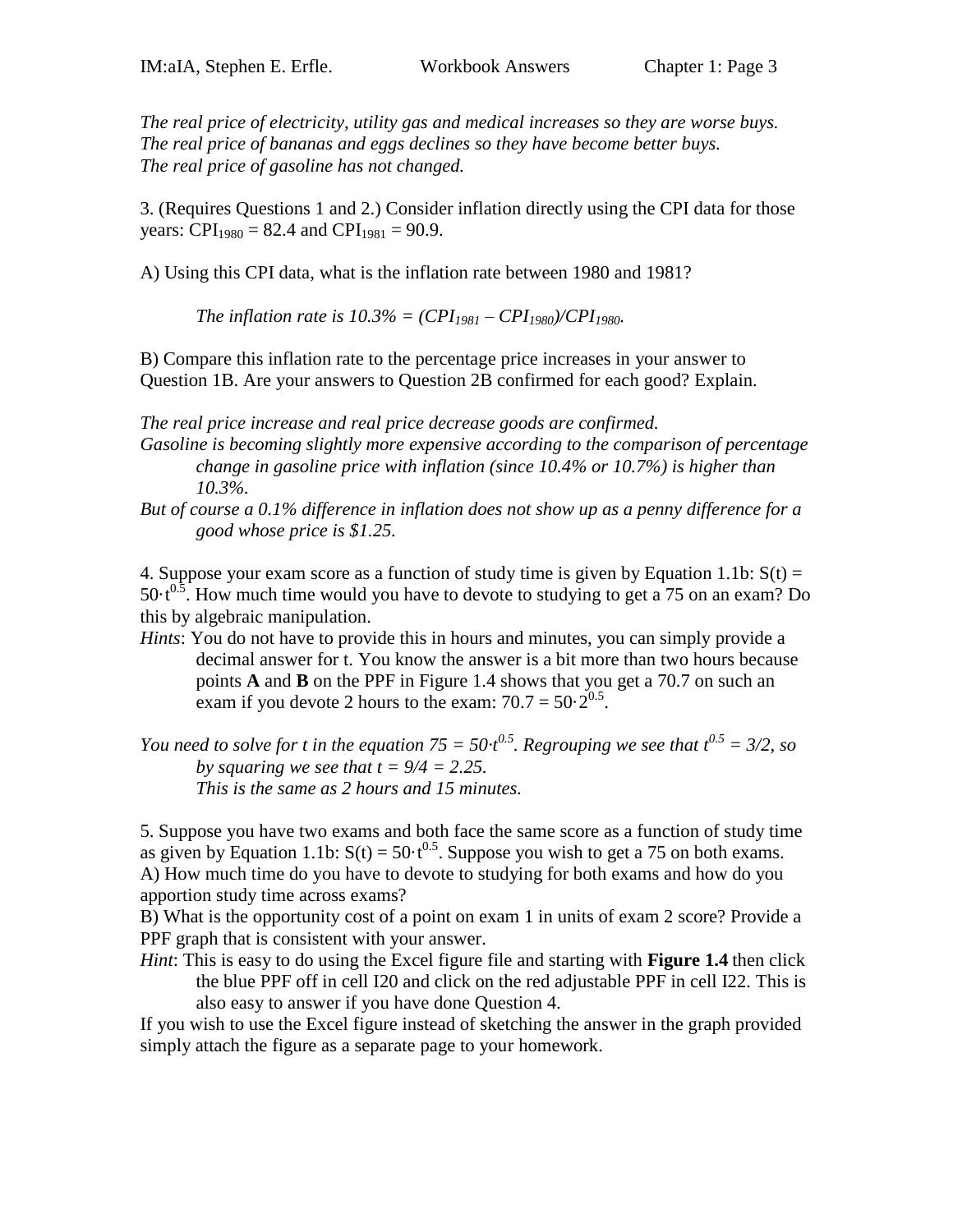*The real price of electricity, utility gas and medical increases so they are worse buys.*
*The real price of bananas and eggs declines so they have become better buys.*
*The real price of gasoline has not changed.*

3. (Requires Questions 1 and 2.) Consider inflation directly using the CPI data for those years: $CPI_{1980} = 82.4$ and $CPI_{1981} = 90.9$.

A) Using this CPI data, what is the inflation rate between 1980 and 1981?

> *The inflation rate is 10.3%* $= (CPI_{1981} – CPI_{1980})/CPI_{1980}$.

B) Compare this inflation rate to the percentage price increases in your answer to Question 1B. Are your answers to Question 2B confirmed for each good? Explain.

*The real price increase and real price decrease goods are confirmed.*
*Gasoline is becoming slightly more expensive according to the comparison of percentage change in gasoline price with inflation (since 10.4% or 10.7%) is higher than 10.3%.*
*But of course a 0.1% difference in inflation does not show up as a penny difference for a good whose price is $1.25.*

4. Suppose your exam score as a function of study time is given by Equation 1.1b: $S(t) = 50{\cdot}t^{0.5}$. How much time would you have to devote to studying to get a 75 on an exam? Do this by algebraic manipulation.

*Hints*: You do not have to provide this in hours and minutes, you can simply provide a decimal answer for t. You know the answer is a bit more than two hours because points **A** and **B** on the PPF in Figure 1.4 shows that you get a 70.7 on such an exam if you devote 2 hours to the exam: $70.7 = 50{\cdot}2^{0.5}$.

*You need to solve for t in the equation* $75 = 50{\cdot}t^{0.5}$. *Regrouping we see that* $t^{0.5} = 3/2$, *so by squaring we see that* $t = 9/4 = 2.25$.
*This is the same as 2 hours and 15 minutes.*

5. Suppose you have two exams and both face the same score as a function of study time as given by Equation 1.1b: $S(t) = 50{\cdot}t^{0.5}$. Suppose you wish to get a 75 on both exams.

A) How much time do you have to devote to studying for both exams and how do you apportion study time across exams?

B) What is the opportunity cost of a point on exam 1 in units of exam 2 score? Provide a PPF graph that is consistent with your answer.

*Hint*: This is easy to do using the Excel figure file and starting with **Figure 1.4** then click the blue PPF off in cell I20 and click on the red adjustable PPF in cell I22. This is also easy to answer if you have done Question 4.

If you wish to use the Excel figure instead of sketching the answer in the graph provided simply attach the figure as a separate page to your homework.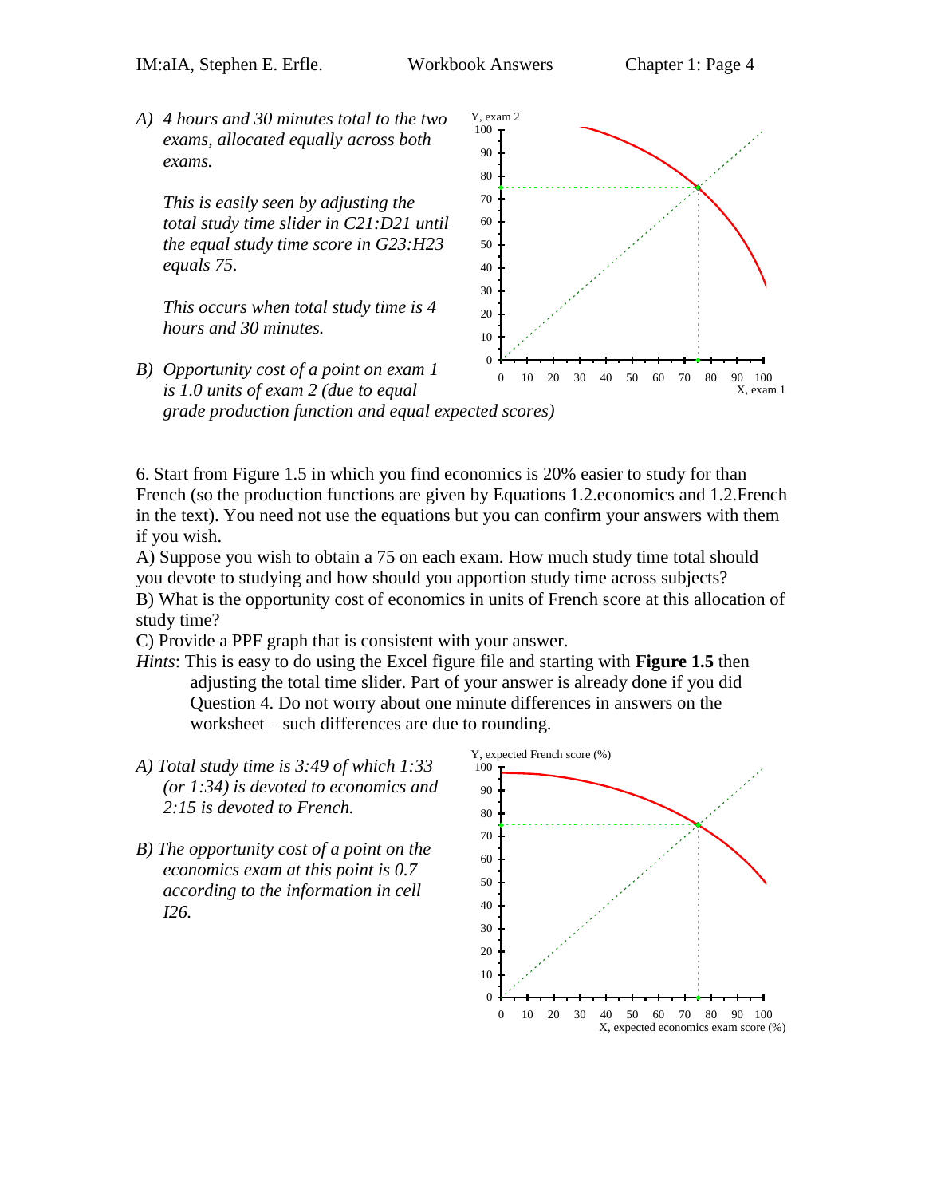*A) 4 hours and 30 minutes total to the two exams, allocated equally across both exams.*

*This is easily seen by adjusting the total study time slider in C21:D21 until the equal study time score in G23:H23 equals 75.*

*This occurs when total study time is 4 hours and 30 minutes.*

*B) Opportunity cost of a point on exam 1 is 1.0 units of exam 2 (due to equal grade production function and equal expected scores)*

6. Start from Figure 1.5 in which you find economics is 20% easier to study for than French (so the production functions are given by Equations 1.2.economics and 1.2.French in the text). You need not use the equations but you can confirm your answers with them if you wish.

A) Suppose you wish to obtain a 75 on each exam. How much study time total should you devote to studying and how should you apportion study time across subjects?

B) What is the opportunity cost of economics in units of French score at this allocation of study time?

C) Provide a PPF graph that is consistent with your answer.

*Hints*: This is easy to do using the Excel figure file and starting with **Figure 1.5** then adjusting the total time slider. Part of your answer is already done if you did Question 4. Do not worry about one minute differences in answers on the worksheet – such differences are due to rounding.

*A) Total study time is 3:49 of which 1:33 (or 1:34) is devoted to economics and 2:15 is devoted to French.*

*B) The opportunity cost of a point on the economics exam at this point is 0.7 according to the information in cell I26.*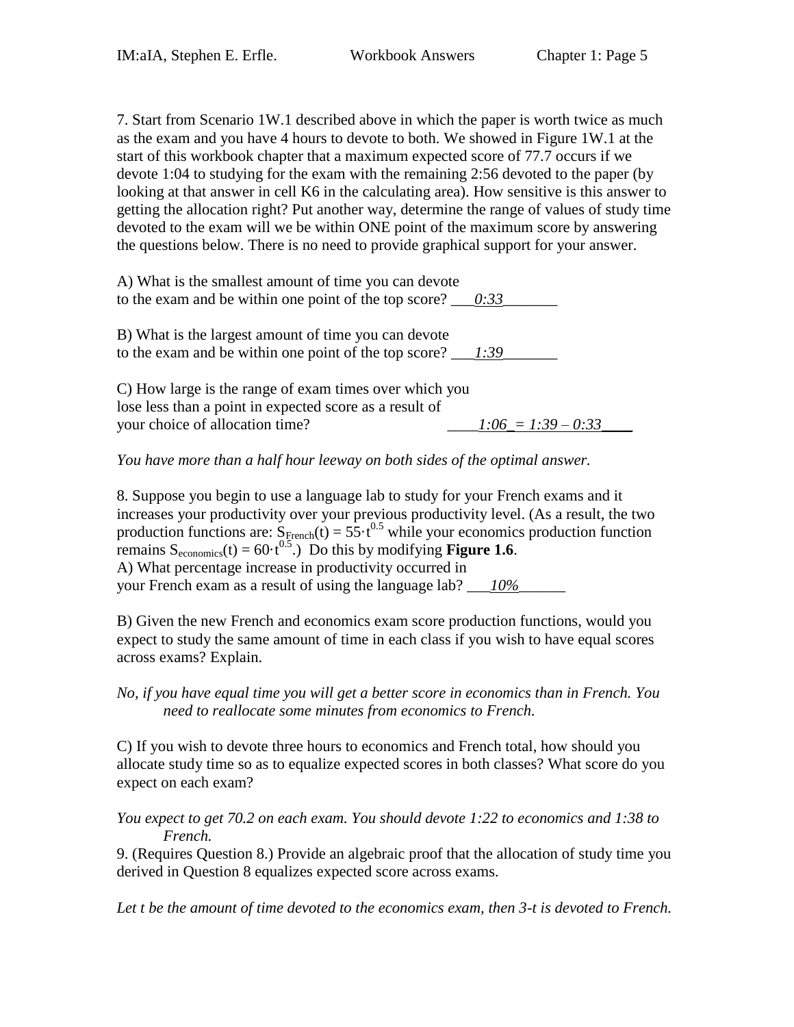7. Start from Scenario 1W.1 described above in which the paper is worth twice as much as the exam and you have 4 hours to devote to both. We showed in Figure 1W.1 at the start of this workbook chapter that a maximum expected score of 77.7 occurs if we devote 1:04 to studying for the exam with the remaining 2:56 devoted to the paper (by looking at that answer in cell K6 in the calculating area). How sensitive is this answer to getting the allocation right? Put another way, determine the range of values of study time devoted to the exam will we be within ONE point of the maximum score by answering the questions below. There is no need to provide graphical support for your answer.

A) What is the smallest amount of time you can devote to the exam and be within one point of the top score? ___*0:33*_______

B) What is the largest amount of time you can devote to the exam and be within one point of the top score? ___*1:39*_______

C) How large is the range of exam times over which you lose less than a point in expected score as a result of your choice of allocation time? ____*1:06 = 1:39 – 0:33*____

*You have more than a half hour leeway on both sides of the optimal answer.*

8. Suppose you begin to use a language lab to study for your French exams and it increases your productivity over your previous productivity level. (As a result, the two production functions are: $S_{French}(t) = 55 \cdot t^{0.5}$ while your economics production function remains $S_{economics}(t) = 60 \cdot t^{0.5}$.) Do this by modifying **Figure 1.6**.

A) What percentage increase in productivity occurred in your French exam as a result of using the language lab? ___*10%*______

B) Given the new French and economics exam score production functions, would you expect to study the same amount of time in each class if you wish to have equal scores across exams? Explain.

*No, if you have equal time you will get a better score in economics than in French. You need to reallocate some minutes from economics to French.*

C) If you wish to devote three hours to economics and French total, how should you allocate study time so as to equalize expected scores in both classes? What score do you expect on each exam?

*You expect to get 70.2 on each exam. You should devote 1:22 to economics and 1:38 to French.*

9. (Requires Question 8.) Provide an algebraic proof that the allocation of study time you derived in Question 8 equalizes expected score across exams.

*Let t be the amount of time devoted to the economics exam, then 3-t is devoted to French.*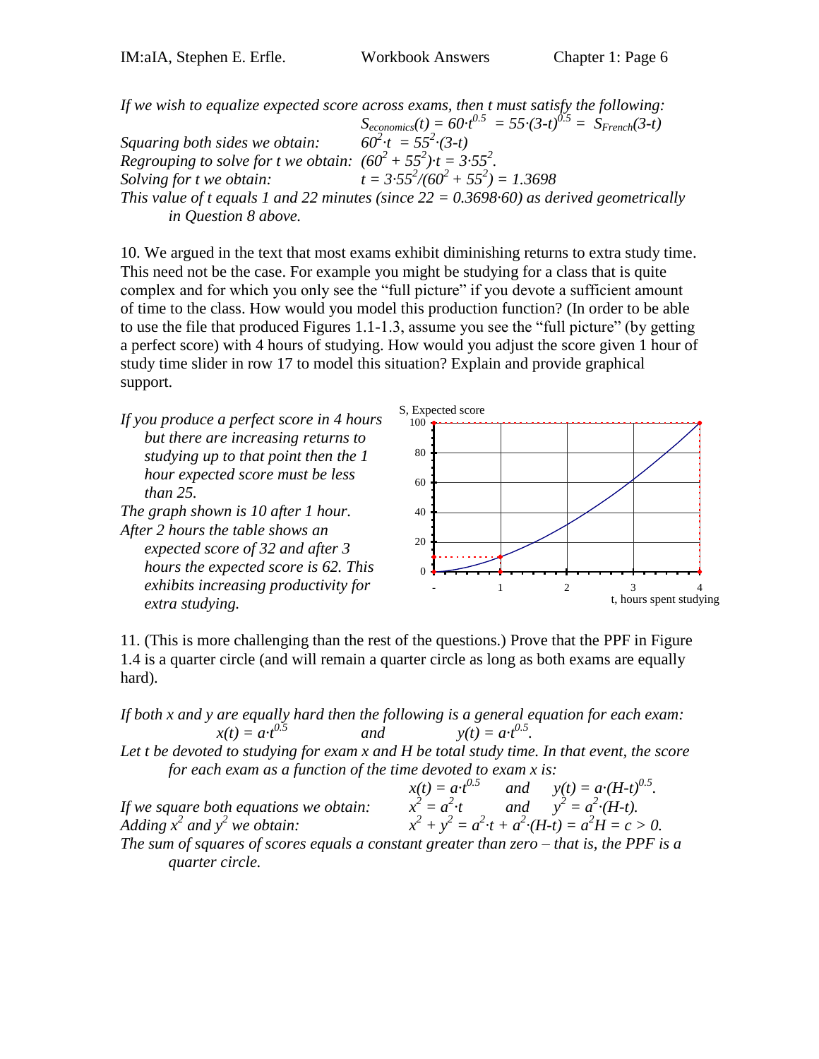*If we wish to equalize expected score across exams, then t must satisfy the following:*

$$S_{economics}(t) = 60 \cdot t^{0.5} = 55 \cdot (3-t)^{0.5} = S_{French}(3-t)$$

*Squaring both sides we obtain:* $60^2 \cdot t = 55^2 \cdot (3-t)$

*Regrouping to solve for t we obtain:* $(60^2 + 55^2) \cdot t = 3 \cdot 55^2$.

*Solving for t we obtain:* $t = 3 \cdot 55^2/(60^2 + 55^2) = 1.3698$

*This value of t equals 1 and 22 minutes (since 22 = 0.3698·60) as derived geometrically in Question 8 above.*

10. We argued in the text that most exams exhibit diminishing returns to extra study time. This need not be the case. For example you might be studying for a class that is quite complex and for which you only see the "full picture" if you devote a sufficient amount of time to the class. How would you model this production function? (In order to be able to use the file that produced Figures 1.1-1.3, assume you see the "full picture" (by getting a perfect score) with 4 hours of studying. How would you adjust the score given 1 hour of study time slider in row 17 to model this situation? Explain and provide graphical support.

*If you produce a perfect score in 4 hours but there are increasing returns to studying up to that point then the 1 hour expected score must be less than 25.*

*The graph shown is 10 after 1 hour.*

*After 2 hours the table shows an expected score of 32 and after 3 hours the expected score is 62. This exhibits increasing productivity for extra studying.*

S, Expected score

100

80

60

40

20

0

-

1

2

3

4

t, hours spent studying

11. (This is more challenging than the rest of the questions.) Prove that the PPF in Figure 1.4 is a quarter circle (and will remain a quarter circle as long as both exams are equally hard).

*If both x and y are equally hard then the following is a general equation for each exam:*

$$x(t) = a \cdot t^{0.5} \qquad \text{and} \qquad y(t) = a \cdot t^{0.5}.$$

*Let t be devoted to studying for exam x and H be total study time. In that event, the score for each exam as a function of the time devoted to exam x is:*

$$x(t) = a \cdot t^{0.5} \quad \text{and} \quad y(t) = a \cdot (H-t)^{0.5}.$$

*If we square both equations we obtain:* $x^2 = a^2 \cdot t$ and $y^2 = a^2 \cdot (H-t)$.

*Adding $x^2$ and $y^2$ we obtain:* $x^2 + y^2 = a^2 \cdot t + a^2 \cdot (H-t) = a^2 H = c > 0$.

*The sum of squares of scores equals a constant greater than zero – that is, the PPF is a quarter circle.*